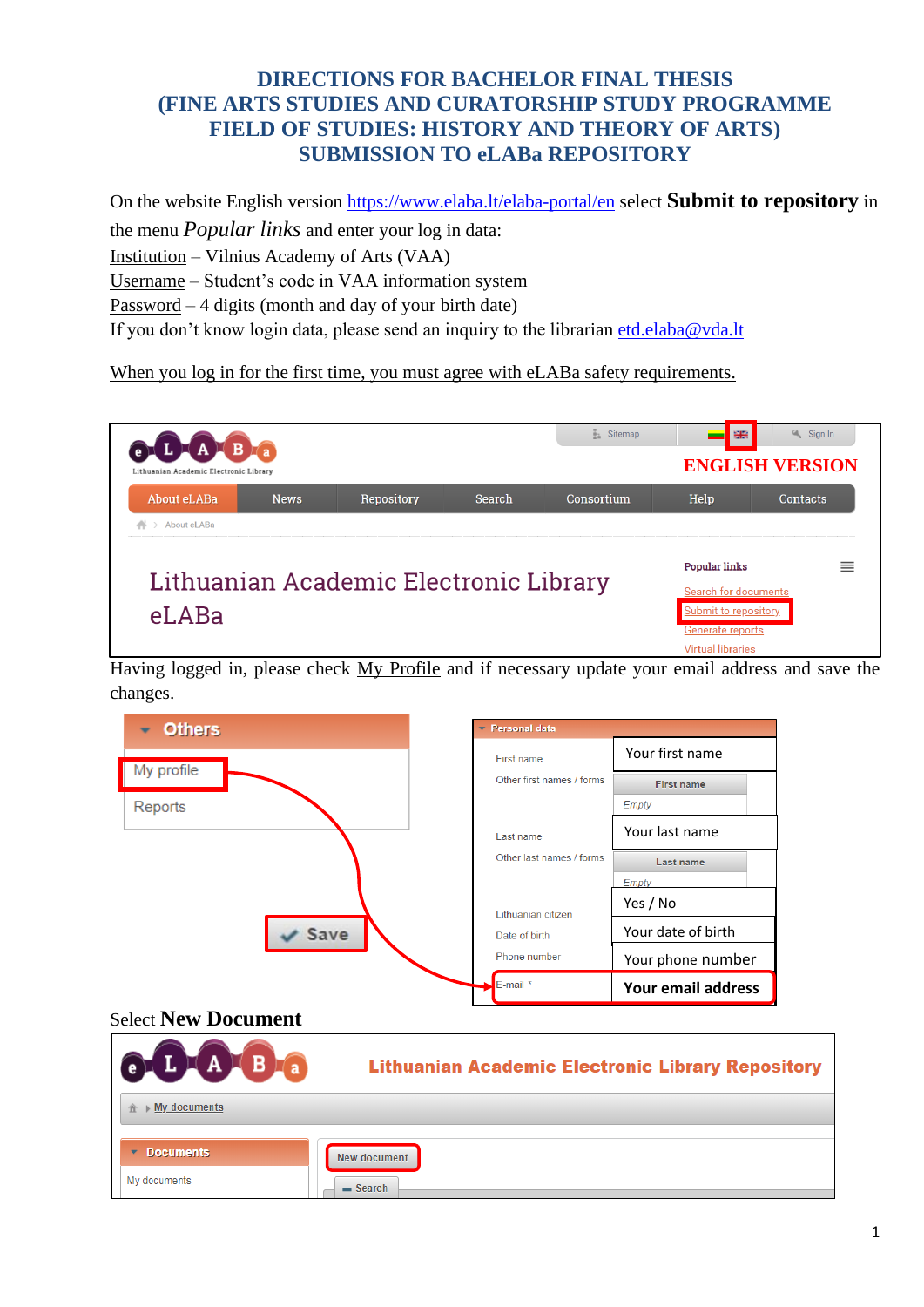# DIRECTIONS FOR BACHELOR FINAL THESIS (FINE ARTS STUDIES AND CURATORSHIP STUDY PROGRAMME FIELD OF STUDIES: HISTORY AND THEORY OF ARTS) SUBMISSION TO eLABa REPOSITORY

On the website English version https://www.elaba.lt/elaba-portal/en select **Submit to repository** in the menu *Popular links* and enter your log in data:
Institution – Vilnius Academy of Arts (VAA)
Username – Student's code in VAA information system
Password – 4 digits (month and day of your birth date)
If you don't know login data, please send an inquiry to the librarian etd.elaba@vda.lt

When you log in for the first time, you must agree with eLABa safety requirements.

Having logged in, please check My Profile and if necessary update your email address and save the changes.

Select **New Document**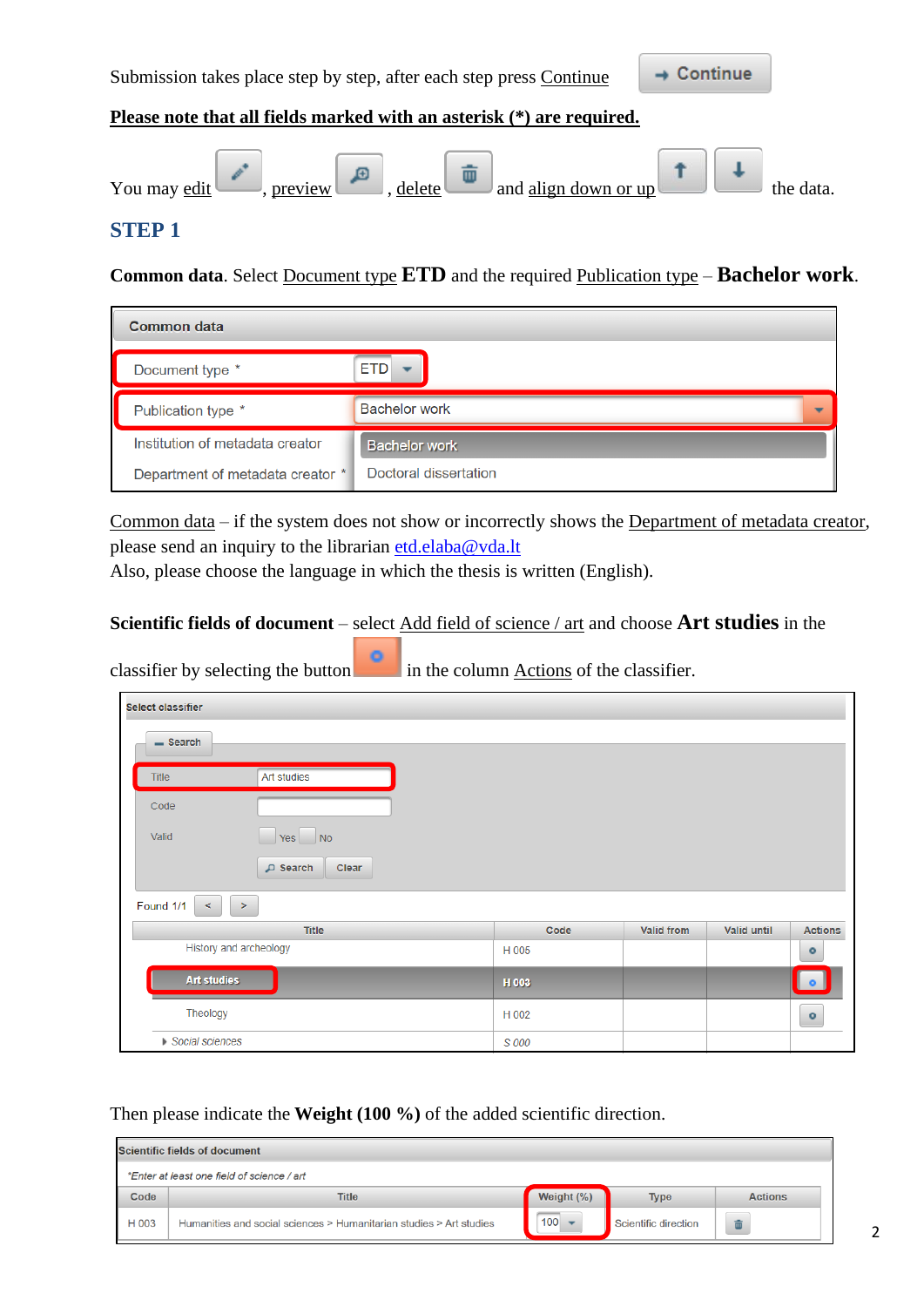Submission takes place step by step, after each step press Continue

**Please note that all fields marked with an asterisk (*) are required.**

You may edit, preview, delete and align down or up the data.

## STEP 1

**Common data**. Select Document type **ETD** and the required Publication type – **Bachelor work**.

Common data – if the system does not show or incorrectly shows the Department of metadata creator, please send an inquiry to the librarian etd.elaba@vda.lt
Also, please choose the language in which the thesis is written (English).

**Scientific fields of document** – select Add field of science / art and choose **Art studies** in the classifier by selecting the button in the column Actions of the classifier.

Then please indicate the **Weight (100 %)** of the added scientific direction.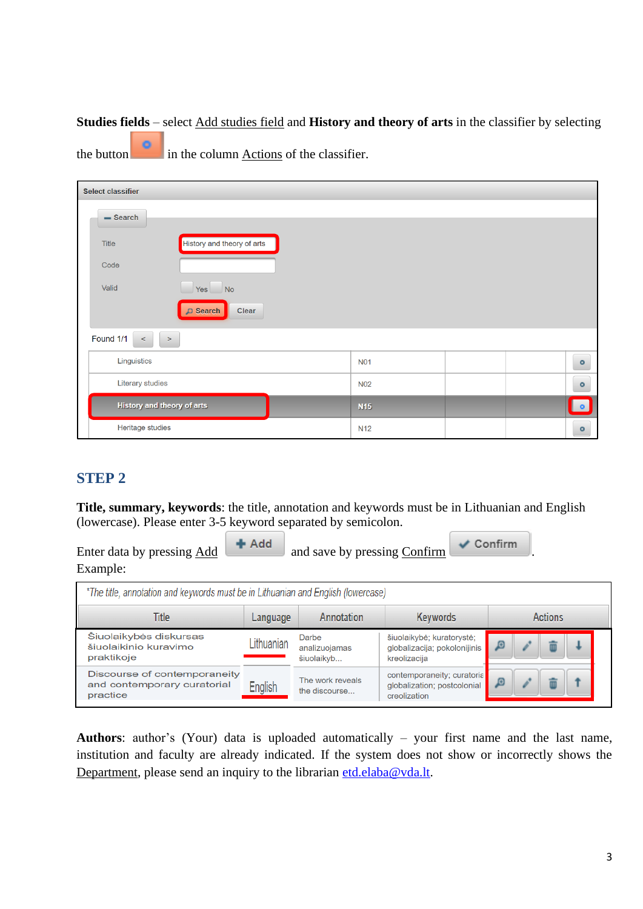**Studies fields** – select Add studies field and **History and theory of arts** in the classifier by selecting the button in the column Actions of the classifier.

Select classifier

Search

| | | |
|---|---|---|
| Title | History and theory of arts | |
| Code | | |
| Valid | Yes | No |

Search Clear

Found 1/1 < >

| | | | | |
|---|---|---|---|---|
| Linguistics | N01 | | | |
| Literary studies | N02 | | | |
| History and theory of arts | N15 | | | |
| Heritage studies | N12 | | | |

## STEP 2

**Title, summary, keywords**: the title, annotation and keywords must be in Lithuanian and English (lowercase). Please enter 3-5 keyword separated by semicolon.

Enter data by pressing Add **Add** and save by pressing Confirm **Confirm**.

Example:

*The title, annotation and keywords must be in Lithuanian and English (lowercase)

| Title | Language | Annotation | Keywords | Actions |
|---|---|---|---|---|
| Šiuolaikybės diskursas šiuolaikinio kuravimo praktikoje | Lithuanian | Darbe analizuojamas šiuolaikyb... | šiuolaikybė; kuratorystė; globalizacija; pokolonijinis kreolizacija | |
| Discourse of contemporaneity and contemporary curatorial practice | English | The work reveals the discourse... | contemporaneity; curatoria globalization; postcolonial creolization | |

**Authors**: author's (Your) data is uploaded automatically – your first name and the last name, institution and faculty are already indicated. If the system does not show or incorrectly shows the Department, please send an inquiry to the librarian etd.elaba@vda.lt.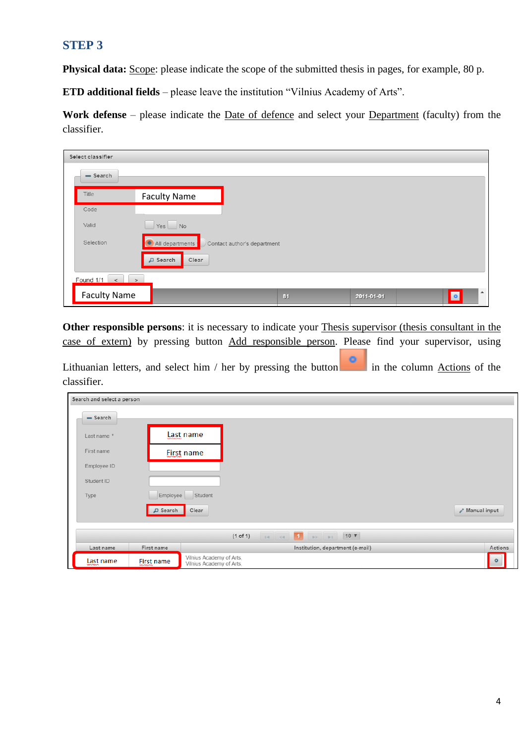## STEP 3

**Physical data:** Scope: please indicate the scope of the submitted thesis in pages, for example, 80 p.

**ETD additional fields** – please leave the institution "Vilnius Academy of Arts".

**Work defense** – please indicate the Date of defence and select your Department (faculty) from the classifier.

**Other responsible persons**: it is necessary to indicate your Thesis supervisor (thesis consultant in the case of extern) by pressing button Add responsible person. Please find your supervisor, using Lithuanian letters, and select him / her by pressing the button in the column Actions of the classifier.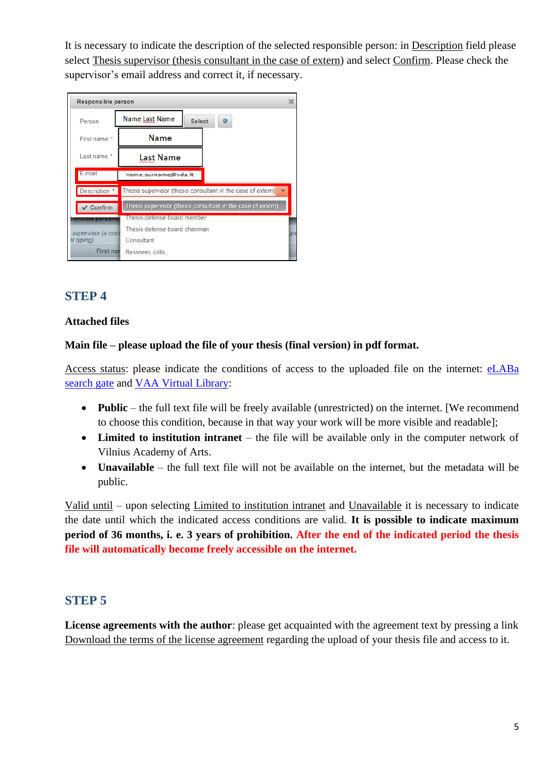It is necessary to indicate the description of the selected responsible person: in Description field please select Thesis supervisor (thesis consultant in the case of extern) and select Confirm. Please check the supervisor's email address and correct it, if necessary.

## STEP 4

**Attached files**

**Main file – please upload the file of your thesis (final version) in pdf format.**

Access status: please indicate the conditions of access to the uploaded file on the internet: eLABa search gate and VAA Virtual Library:

- **Public** – the full text file will be freely available (unrestricted) on the internet. [We recommend to choose this condition, because in that way your work will be more visible and readable];
- **Limited to institution intranet** – the file will be available only in the computer network of Vilnius Academy of Arts.
- **Unavailable** – the full text file will not be available on the internet, but the metadata will be public.

Valid until – upon selecting Limited to institution intranet and Unavailable it is necessary to indicate the date until which the indicated access conditions are valid. **It is possible to indicate maximum period of 36 months, i. e. 3 years of prohibition. After the end of the indicated period the thesis file will automatically become freely accessible on the internet.**

## STEP 5

**License agreements with the author**: please get acquainted with the agreement text by pressing a link Download the terms of the license agreement regarding the upload of your thesis file and access to it.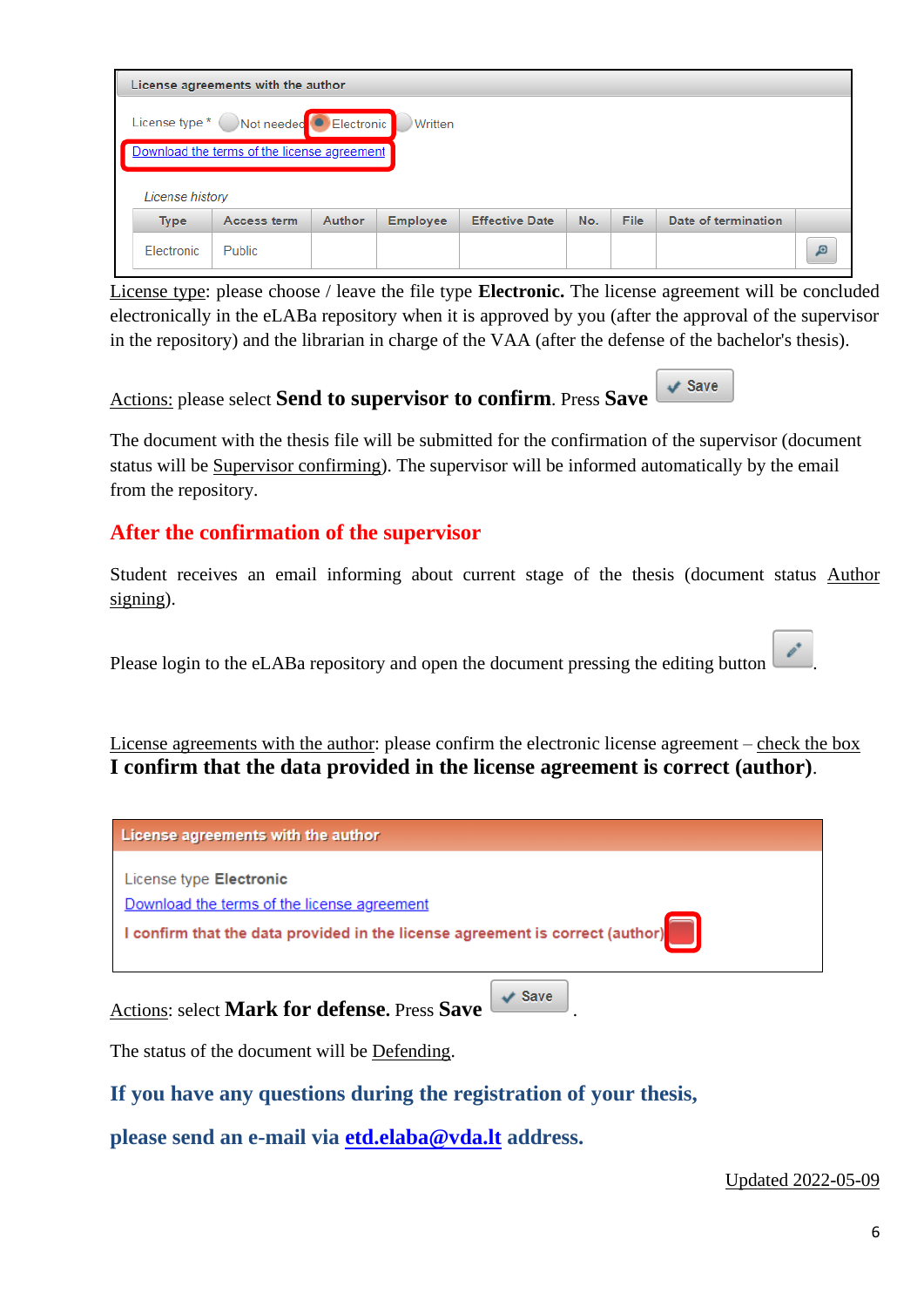License agreements with the author

License type * Not needed Electronic Written

Download the terms of the license agreement

*License history*

| Type | Access term | Author | Employee | Effective Date | No. | File | Date of termination | |
|---|---|---|---|---|---|---|---|---|
| Electronic | Public | | | | | | | |

License type: please choose / leave the file type **Electronic.** The license agreement will be concluded electronically in the eLABa repository when it is approved by you (after the approval of the supervisor in the repository) and the librarian in charge of the VAA (after the defense of the bachelor's thesis).

Actions: please select **Send to supervisor to confirm**. Press **Save** (Save)

The document with the thesis file will be submitted for the confirmation of the supervisor (document status will be Supervisor confirming). The supervisor will be informed automatically by the email from the repository.

## After the confirmation of the supervisor

Student receives an email informing about current stage of the thesis (document status Author signing).

Please login to the eLABa repository and open the document pressing the editing button.

License agreements with the author: please confirm the electronic license agreement – check the box **I confirm that the data provided in the license agreement is correct (author)**.

License agreements with the author

License type **Electronic**

Download the terms of the license agreement

I confirm that the data provided in the license agreement is correct (author)

Actions: select **Mark for defense.** Press **Save** (Save).

The status of the document will be Defending.

## If you have any questions during the registration of your thesis, please send an e-mail via etd.elaba@vda.lt address.

Updated 2022-05-09